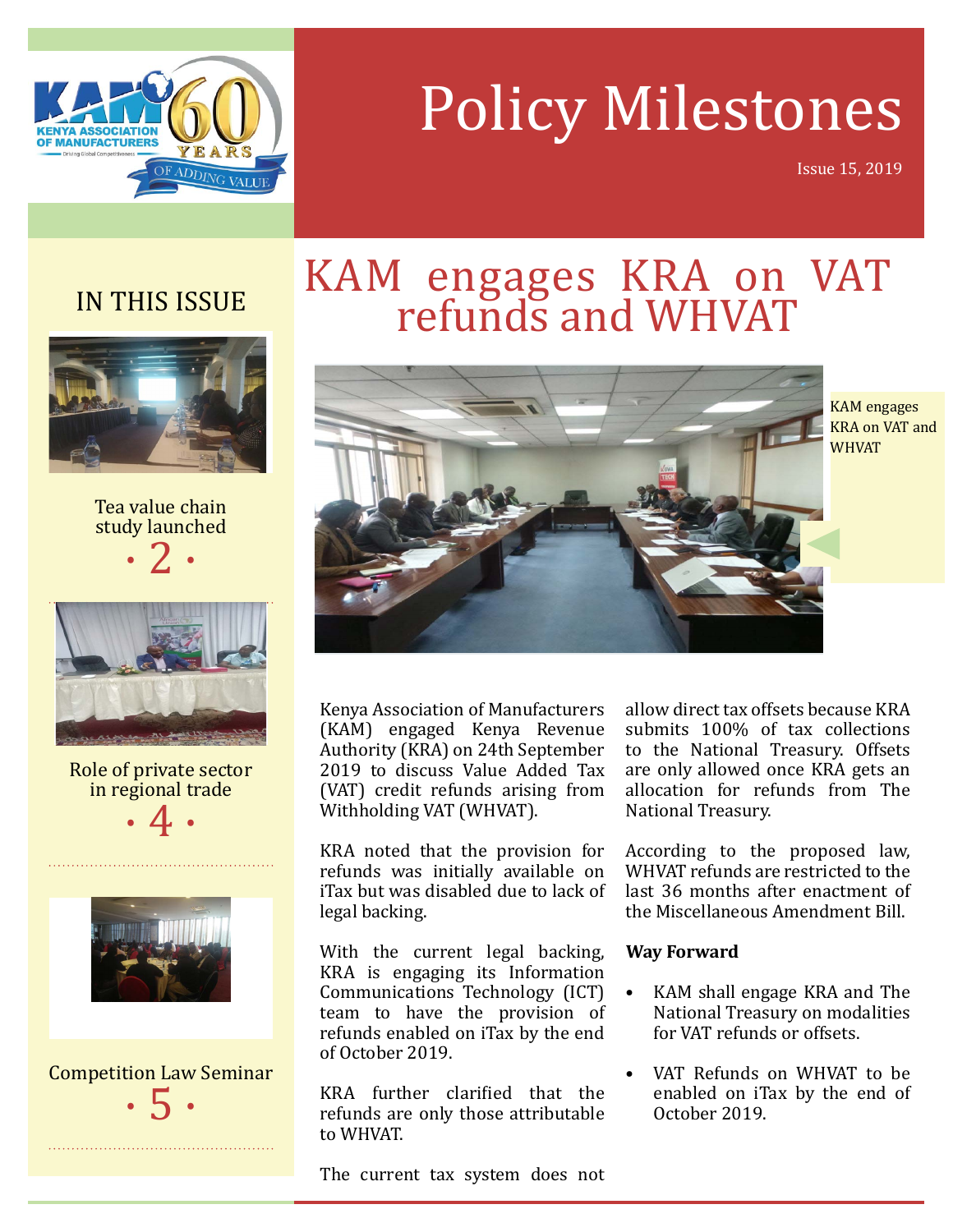# Policy Milestones

Issue 15, 2019

## IN THIS ISSUE

Tea value chain study launched • 2 •

Role of private sector in regional trade • 4 •

Competition Law Seminar • 5 •

# KAM engages KRA on VAT refunds and WHVAT

KAM engages KRA on VAT and WHVAT

Kenya Association of Manufacturers (KAM) engaged Kenya Revenue Authority (KRA) on 24th September 2019 to discuss Value Added Tax (VAT) credit refunds arising from Withholding VAT (WHVAT).

KRA noted that the provision for refunds was initially available on iTax but was disabled due to lack of legal backing.

With the current legal backing, KRA is engaging its Information Communications Technology (ICT) team to have the provision of refunds enabled on iTax by the end of October 2019.

KRA further clarified that the refunds are only those attributable to WHVAT.

The current tax system does not allow direct tax offsets because KRA submits 100% of tax collections to the National Treasury. Offsets are only allowed once KRA gets an allocation for refunds from The National Treasury.

According to the proposed law, WHVAT refunds are restricted to the last 36 months after enactment of the Miscellaneous Amendment Bill.

**Way Forward**

- KAM shall engage KRA and The National Treasury on modalities for VAT refunds or offsets.
- VAT Refunds on WHVAT to be enabled on iTax by the end of October 2019.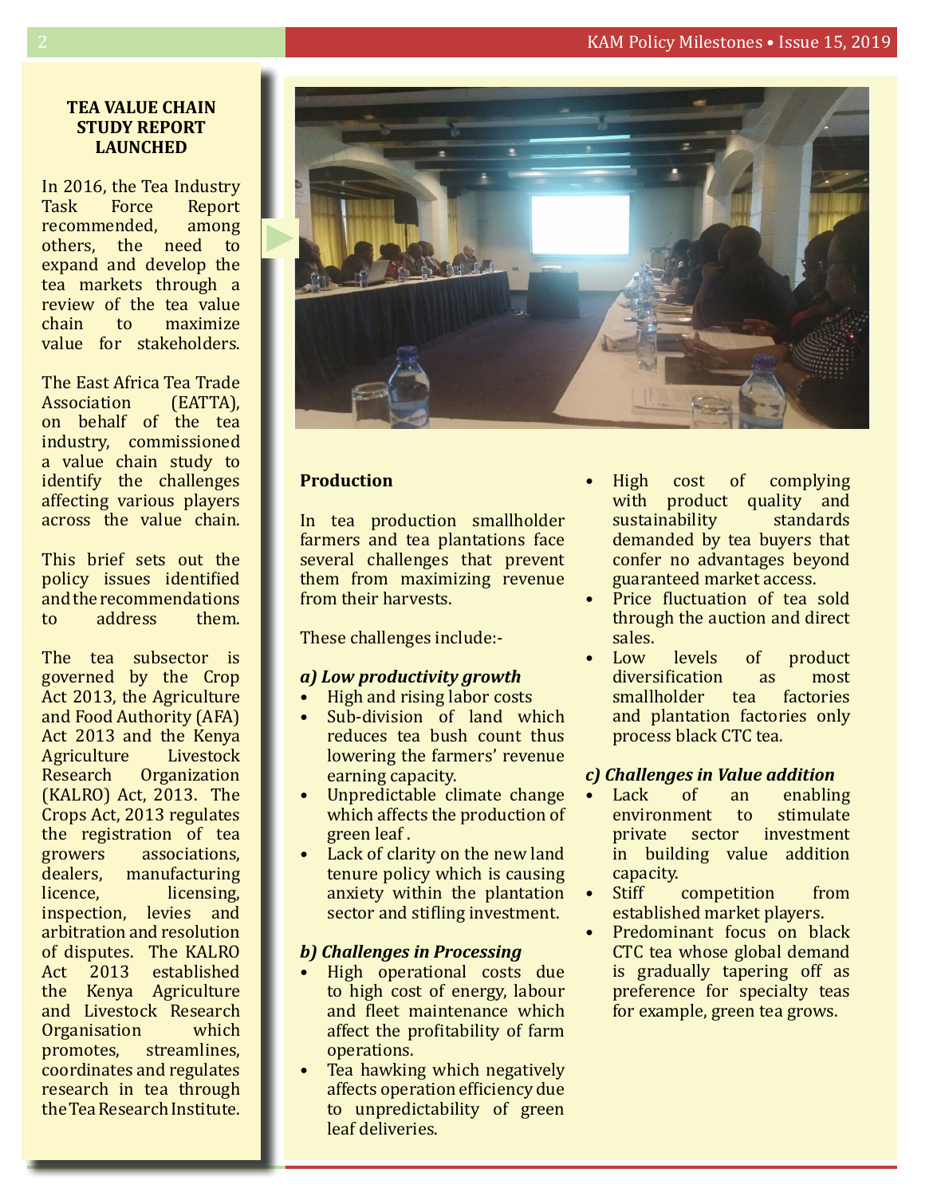## TEA VALUE CHAIN STUDY REPORT LAUNCHED

In 2016, the Tea Industry Task Force Report recommended, among others, the need to expand and develop the tea markets through a review of the tea value chain to maximize value for stakeholders.

The East Africa Tea Trade Association (EATTA), on behalf of the tea industry, commissioned a value chain study to identify the challenges affecting various players across the value chain.

This brief sets out the policy issues identified and the recommendations to address them.

The tea subsector is governed by the Crop Act 2013, the Agriculture and Food Authority (AFA) Act 2013 and the Kenya Agriculture Livestock Research Organization (KALRO) Act, 2013. The Crops Act, 2013 regulates the registration of tea growers associations, dealers, manufacturing licence, licensing, inspection, levies and arbitration and resolution of disputes. The KALRO Act 2013 established the Kenya Agriculture and Livestock Research Organisation which promotes, streamlines, coordinates and regulates research in tea through the Tea Research Institute.

**Production**

In tea production smallholder farmers and tea plantations face several challenges that prevent them from maximizing revenue from their harvests.

These challenges include:-

***a) Low productivity growth***

- High and rising labor costs
- Sub-division of land which reduces tea bush count thus lowering the farmers' revenue earning capacity.
- Unpredictable climate change which affects the production of green leaf .
- Lack of clarity on the new land tenure policy which is causing anxiety within the plantation sector and stifling investment.

***b) Challenges in Processing***

- High operational costs due to high cost of energy, labour and fleet maintenance which affect the profitability of farm operations.
- Tea hawking which negatively affects operation efficiency due to unpredictability of green leaf deliveries.
- High cost of complying with product quality and sustainability standards demanded by tea buyers that confer no advantages beyond guaranteed market access.
- Price fluctuation of tea sold through the auction and direct sales.
- Low levels of product diversification as most smallholder tea factories and plantation factories only process black CTC tea.

***c) Challenges in Value addition***

- Lack of an enabling environment to stimulate private sector investment in building value addition capacity.
- Stiff competition from established market players.
- Predominant focus on black CTC tea whose global demand is gradually tapering off as preference for specialty teas for example, green tea grows.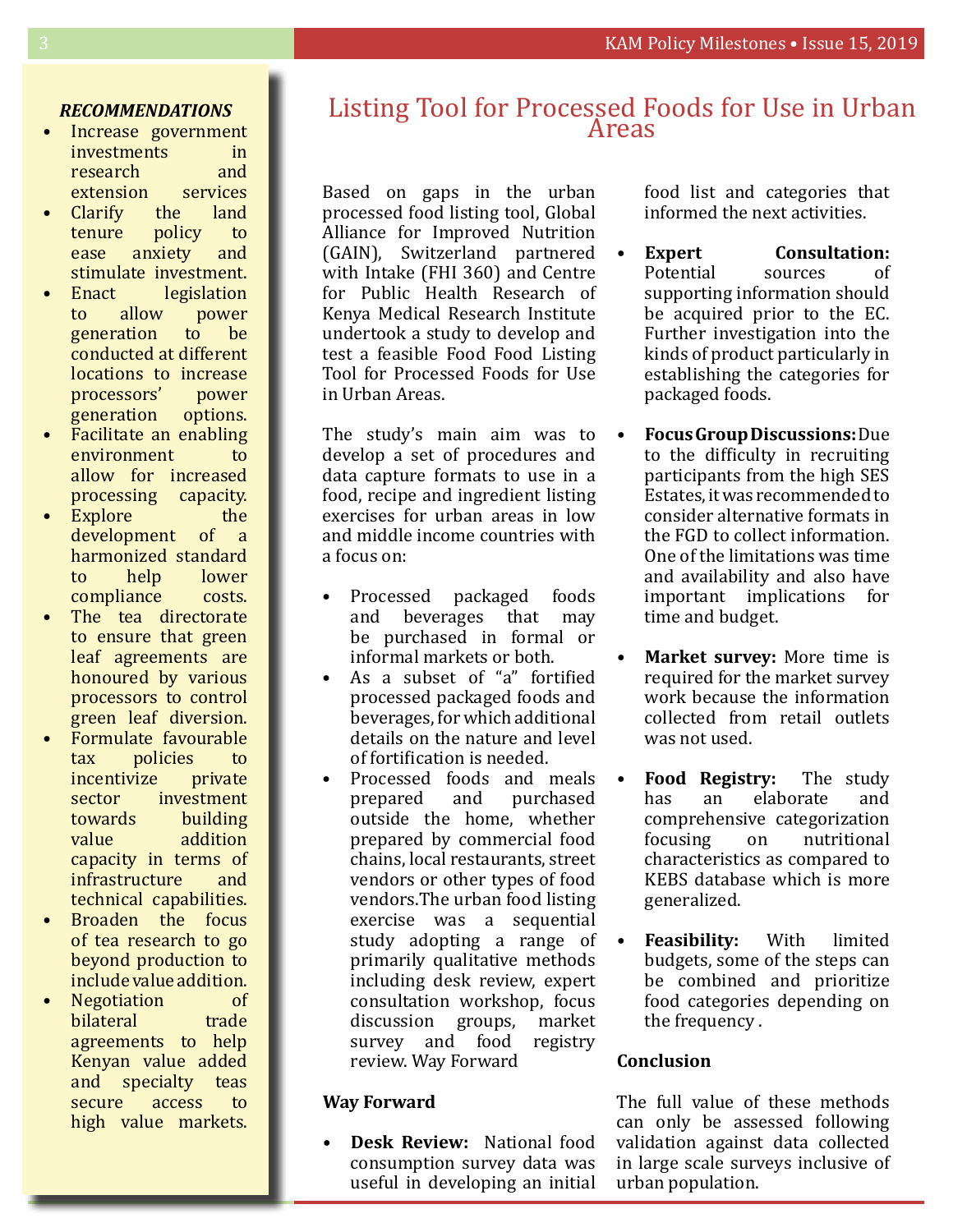***RECOMMENDATIONS***

- Increase government investments in research and extension services
- Clarify the land tenure policy to ease anxiety and stimulate investment.
- Enact legislation to allow power generation to be conducted at different locations to increase processors' power generation options.
- Facilitate an enabling environment to allow for increased processing capacity.
- Explore the development of a harmonized standard to help lower compliance costs.
- The tea directorate to ensure that green leaf agreements are honoured by various processors to control green leaf diversion.
- Formulate favourable tax policies to incentivize private sector investment towards building value addition capacity in terms of infrastructure and technical capabilities.
- Broaden the focus of tea research to go beyond production to include value addition.
- Negotiation of bilateral trade agreements to help Kenyan value added and specialty teas secure access to high value markets.

# Listing Tool for Processed Foods for Use in Urban Areas

Based on gaps in the urban processed food listing tool, Global Alliance for Improved Nutrition (GAIN), Switzerland partnered with Intake (FHI 360) and Centre for Public Health Research of Kenya Medical Research Institute undertook a study to develop and test a feasible Food Food Listing Tool for Processed Foods for Use in Urban Areas.

The study's main aim was to develop a set of procedures and data capture formats to use in a food, recipe and ingredient listing exercises for urban areas in low and middle income countries with a focus on:

- Processed packaged foods and beverages that may be purchased in formal or informal markets or both.
- As a subset of "a" fortified processed packaged foods and beverages, for which additional details on the nature and level of fortification is needed.
- Processed foods and meals prepared and purchased outside the home, whether prepared by commercial food chains, local restaurants, street vendors or other types of food vendors.The urban food listing exercise was a sequential study adopting a range of primarily qualitative methods including desk review, expert consultation workshop, focus discussion groups, market survey and food registry review. Way Forward

**Way Forward**

- **Desk Review:** National food consumption survey data was useful in developing an initial food list and categories that informed the next activities.
- **Expert Consultation:** Potential sources of supporting information should be acquired prior to the EC. Further investigation into the kinds of product particularly in establishing the categories for packaged foods.
- **Focus Group Discussions:** Due to the difficulty in recruiting participants from the high SES Estates, it was recommended to consider alternative formats in the FGD to collect information. One of the limitations was time and availability and also have important implications for time and budget.
- **Market survey:** More time is required for the market survey work because the information collected from retail outlets was not used.
- **Food Registry:** The study has an elaborate and comprehensive categorization focusing on nutritional characteristics as compared to KEBS database which is more generalized.
- **Feasibility:** With limited budgets, some of the steps can be combined and prioritize food categories depending on the frequency .

**Conclusion**

The full value of these methods can only be assessed following validation against data collected in large scale surveys inclusive of urban population.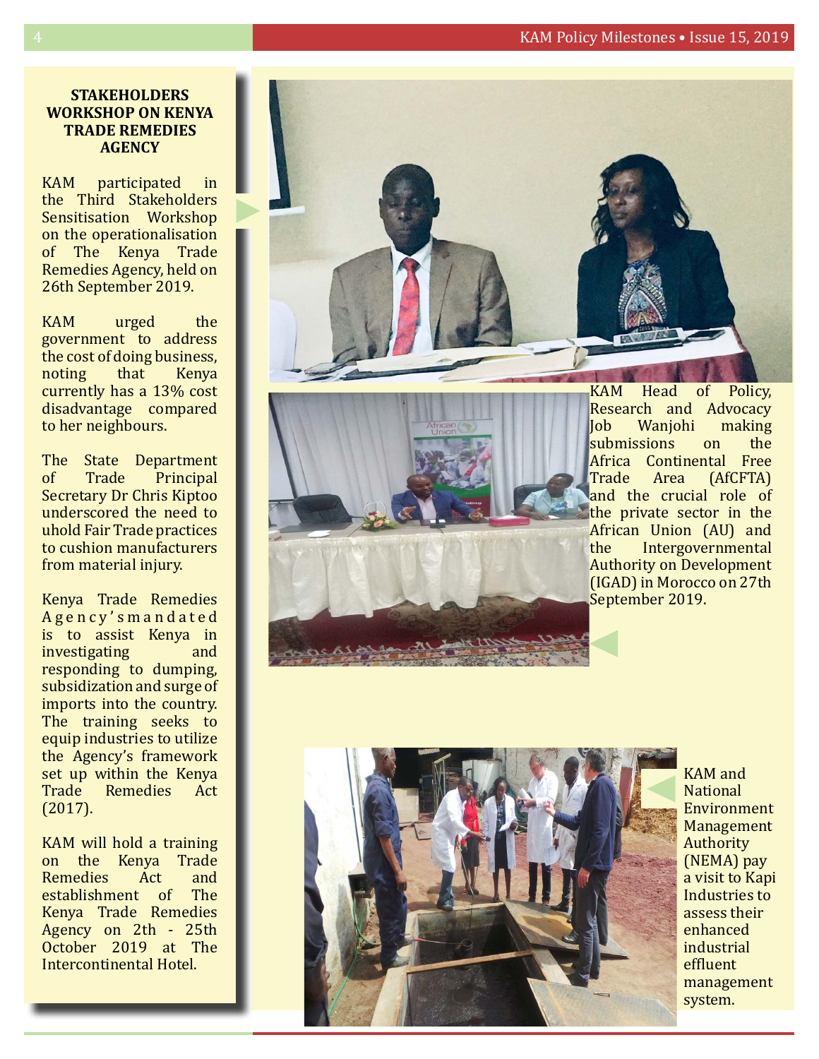### STAKEHOLDERS WORKSHOP ON KENYA TRADE REMEDIES AGENCY

KAM participated in the Third Stakeholders Sensitisation Workshop on the operationalisation of The Kenya Trade Remedies Agency, held on 26th September 2019.

KAM urged the government to address the cost of doing business, noting that Kenya currently has a 13% cost disadvantage compared to her neighbours.

The State Department of Trade Principal Secretary Dr Chris Kiptoo underscored the need to uhold Fair Trade practices to cushion manufacturers from material injury.

Kenya Trade Remedies Agency's mandated is to assist Kenya in investigating and responding to dumping, subsidization and surge of imports into the country. The training seeks to equip industries to utilize the Agency's framework set up within the Kenya Trade Remedies Act (2017).

KAM will hold a training on the Kenya Trade Remedies Act and establishment of The Kenya Trade Remedies Agency on 2th - 25th October 2019 at The Intercontinental Hotel.

KAM Head of Policy, Research and Advocacy Job Wanjohi making submissions on the Africa Continental Free Trade Area (AfCFTA) and the crucial role of the private sector in the African Union (AU) and the Intergovernmental Authority on Development (IGAD) in Morocco on 27th September 2019.

KAM and National Environment Management Authority (NEMA) pay a visit to Kapi Industries to assess their enhanced industrial effluent management system.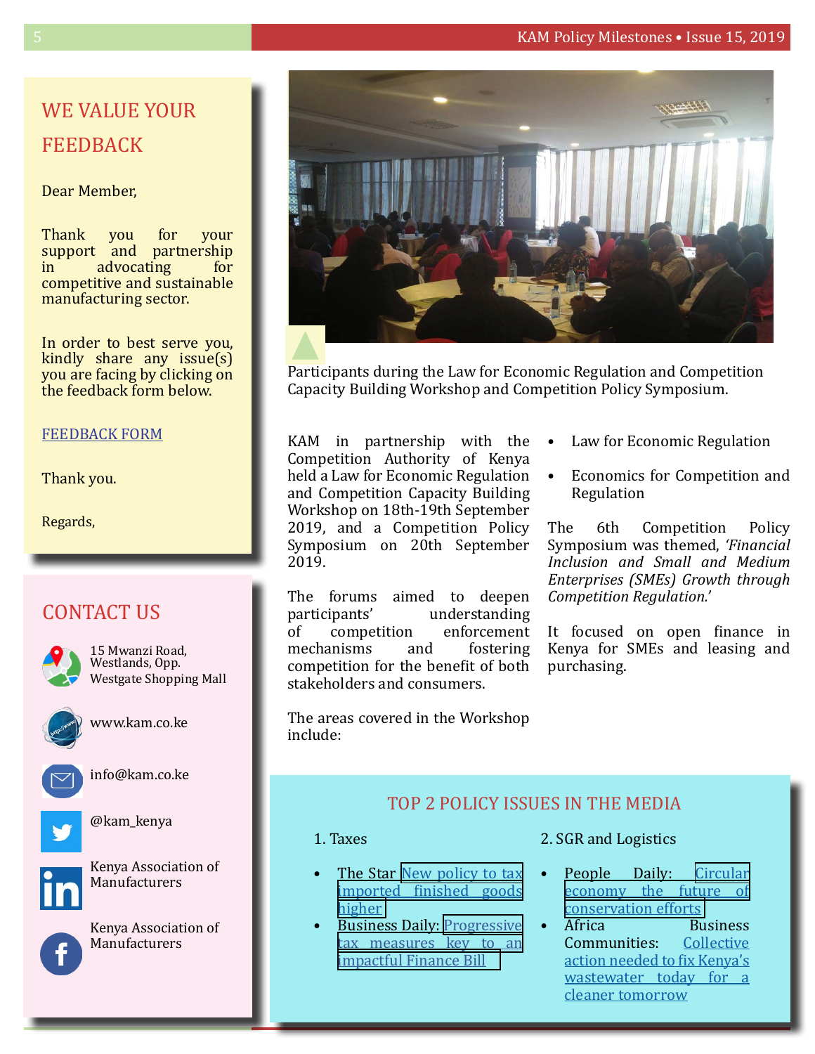## WE VALUE YOUR FEEDBACK

Dear Member,

Thank you for your support and partnership in advocating for competitive and sustainable manufacturing sector.

In order to best serve you, kindly share any issue(s) you are facing by clicking on the feedback form below.

FEEDBACK FORM

Thank you.

Regards,

## CONTACT US

15 Mwanzi Road, Westlands, Opp. Westgate Shopping Mall

www.kam.co.ke

info@kam.co.ke

@kam_kenya

Kenya Association of Manufacturers

Kenya Association of Manufacturers

Participants during the Law for Economic Regulation and Competition Capacity Building Workshop and Competition Policy Symposium.

KAM in partnership with the Competition Authority of Kenya held a Law for Economic Regulation and Competition Capacity Building Workshop on 18th-19th September 2019, and a Competition Policy Symposium on 20th September 2019.

The forums aimed to deepen participants' understanding of competition enforcement mechanisms and fostering competition for the benefit of both stakeholders and consumers.

The areas covered in the Workshop include:

- Law for Economic Regulation
- Economics for Competition and Regulation

The 6th Competition Policy Symposium was themed, *'Financial Inclusion and Small and Medium Enterprises (SMEs) Growth through Competition Regulation.'*

It focused on open finance in Kenya for SMEs and leasing and purchasing.

## TOP 2 POLICY ISSUES IN THE MEDIA

1. Taxes

- The Star New policy to tax imported finished goods higher
- Business Daily: Progressive tax measures key to an impactful Finance Bill

2. SGR and Logistics

- People Daily: Circular economy the future of conservation efforts
- Africa Business Communities: Collective action needed to fix Kenya's wastewater today for a cleaner tomorrow